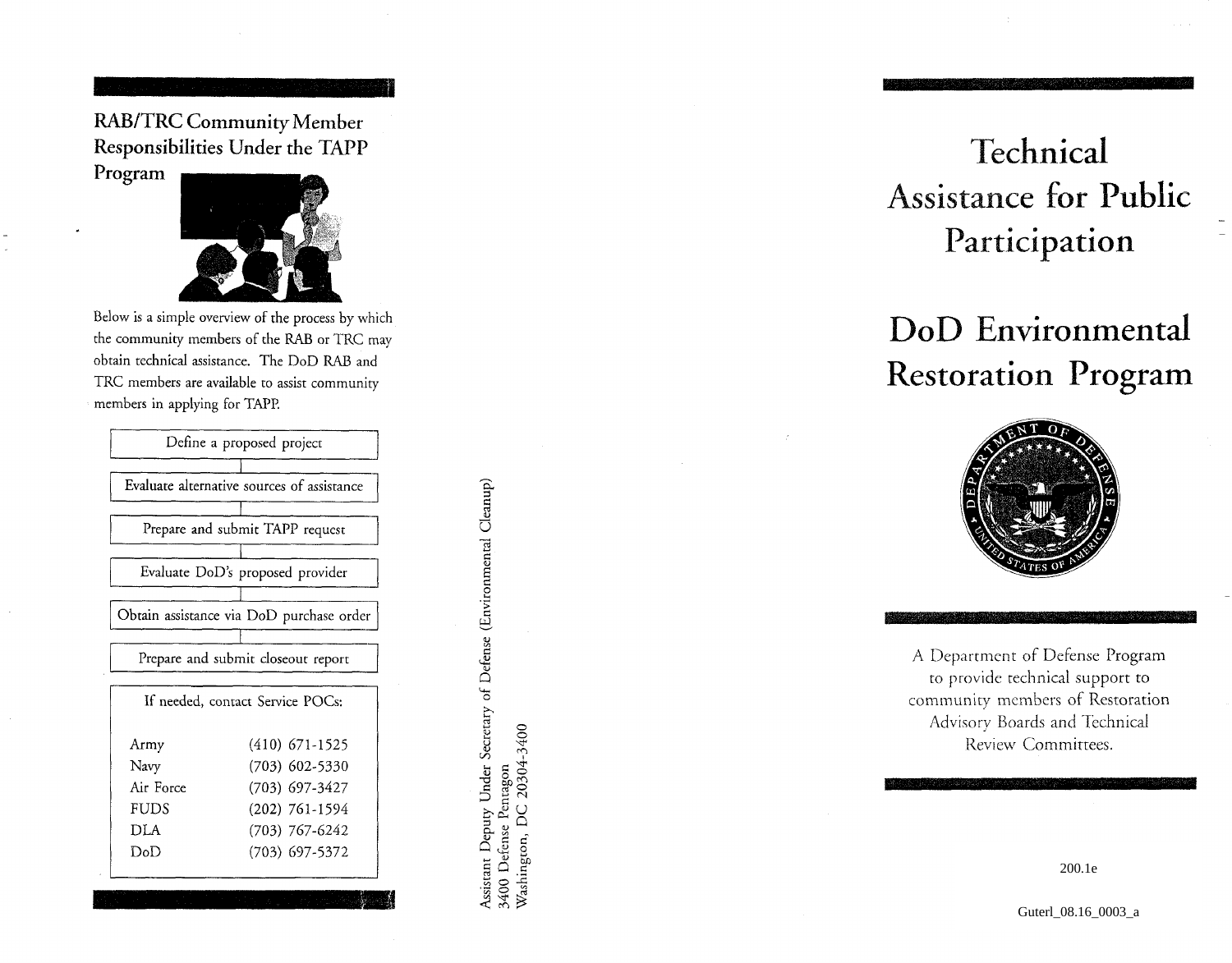## RAB/TRC Community Member Responsibilities Under the TAPP Program

Below is a simple overview of the process by which the community members of the RAB or TRC may obtain technical assistance. The DoD RAB and TRC members are available to assist community members in applying for TAPP.

- Define a proposed project
- Evaluate alternative sources of assistance
- Prepare and submit TAPP request
- Evaluate DoD's proposed provider
- Obtain assistance via DoD purchase order
- Prepare and submit closeout report

If needed, contact Service POCs:

| | |
|---|---|
| Army | (410) 671-1525 |
| Navy | (703) 602-5330 |
| Air Force | (703) 697-3427 |
| FUDS | (202) 761-1594 |
| DLA | (703) 767-6242 |
| DoD | (703) 697-5372 |

Assistant Deputy Under Secretary of Defense (Environmental Cleanup)
3400 Defense Pentagon
Washington, DC 20304-3400

# Technical Assistance for Public Participation

# DoD Environmental Restoration Program

A Department of Defense Program to provide technical support to community members of Restoration Advisory Boards and Technical Review Committees.

200.1e

Guterl_08.16_0003_a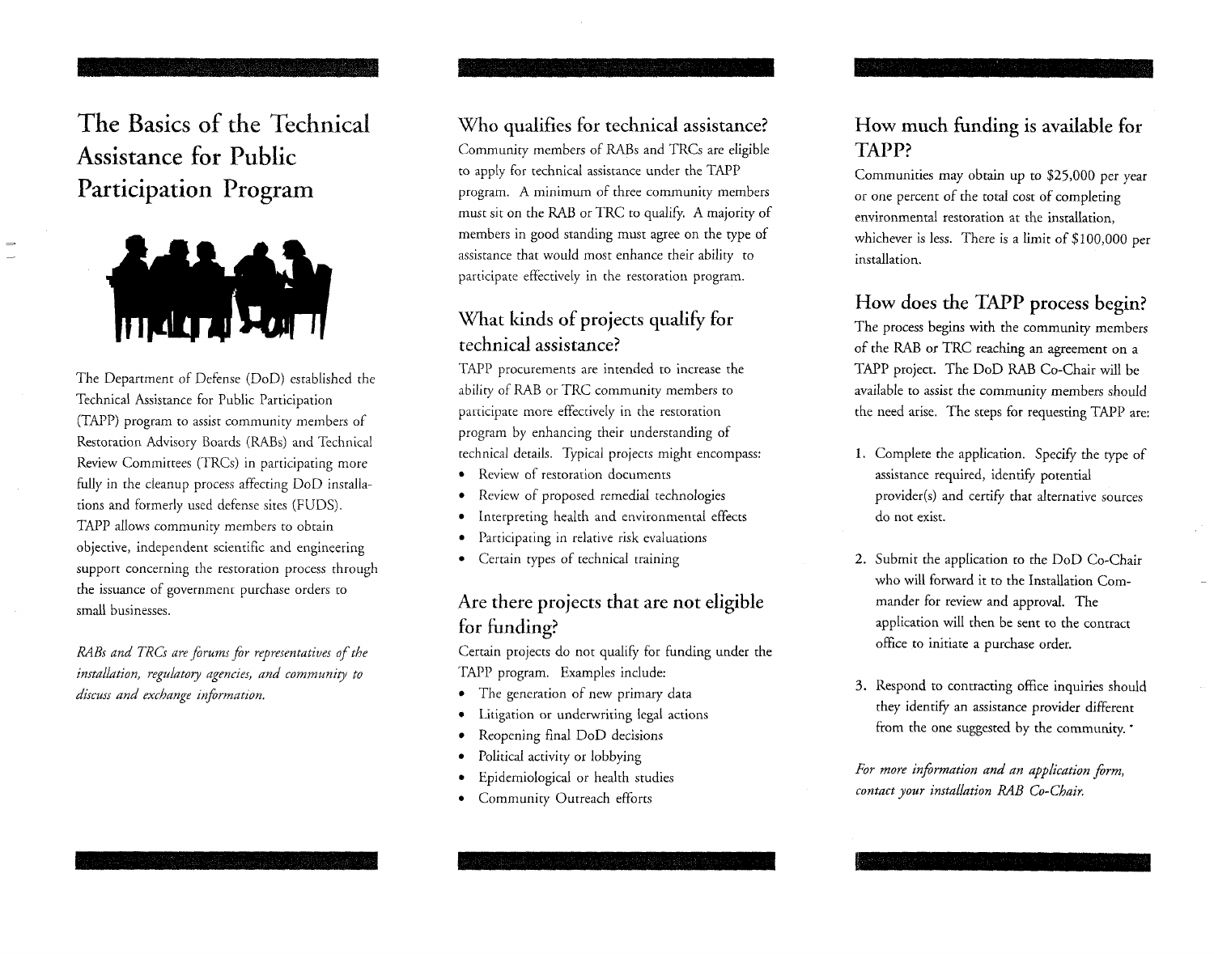# The Basics of the Technical Assistance for Public Participation Program

The Department of Defense (DoD) established the Technical Assistance for Public Participation (TAPP) program to assist community members of Restoration Advisory Boards (RABs) and Technical Review Committees (TRCs) in participating more fully in the cleanup process affecting DoD installations and formerly used defense sites (FUDS). TAPP allows community members to obtain objective, independent scientific and engineering support concerning the restoration process through the issuance of government purchase orders to small businesses.

*RABs and TRCs are forums for representatives of the installation, regulatory agencies, and community to discuss and exchange information.*

## Who qualifies for technical assistance?

Community members of RABs and TRCs are eligible to apply for technical assistance under the TAPP program. A minimum of three community members must sit on the RAB or TRC to qualify. A majority of members in good standing must agree on the type of assistance that would most enhance their ability to participate effectively in the restoration program.

## What kinds of projects qualify for technical assistance?

TAPP procurements are intended to increase the ability of RAB or TRC community members to participate more effectively in the restoration program by enhancing their understanding of technical details. Typical projects might encompass:

- Review of restoration documents
- Review of proposed remedial technologies
- Interpreting health and environmental effects
- Participating in relative risk evaluations
- Certain types of technical training

## Are there projects that are not eligible for funding?

Certain projects do not qualify for funding under the TAPP program. Examples include:

- The generation of new primary data
- Litigation or underwriting legal actions
- Reopening final DoD decisions
- Political activity or lobbying
- Epidemiological or health studies
- Community Outreach efforts

## How much funding is available for TAPP?

Communities may obtain up to $25,000 per year or one percent of the total cost of completing environmental restoration at the installation, whichever is less. There is a limit of $100,000 per installation.

## How does the TAPP process begin?

The process begins with the community members of the RAB or TRC reaching an agreement on a TAPP project. The DoD RAB Co-Chair will be available to assist the community members should the need arise. The steps for requesting TAPP are:

1. Complete the application. Specify the type of assistance required, identify potential provider(s) and certify that alternative sources do not exist.

2. Submit the application to the DoD Co-Chair who will forward it to the Installation Commander for review and approval. The application will then be sent to the contract office to initiate a purchase order.

3. Respond to contracting office inquiries should they identify an assistance provider different from the one suggested by the community.

*For more information and an application form, contact your installation RAB Co-Chair.*